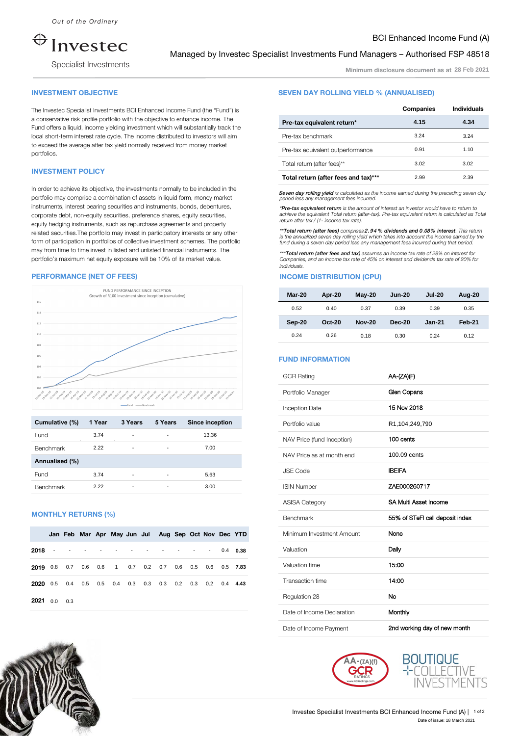Out of the Ordinary

Investec Specialist Investments

# BCI Enhanced Income Fund (A)

Managed by Investec Specialist Investments Fund Managers – Authorised FSP 48518

Minimum disclosure document as at 28 Feb 2021

## INVESTMENT OBJECTIVE

The Investec Specialist Investments BCI Enhanced Income Fund (the "Fund") is a conservative risk profile portfolio with the objective to enhance income. The Fund offers a liquid, income yielding investment which will substantially track the local short-term interest rate cycle. The income distributed to investors will aim to exceed the average after tax yield normally received from money market portfolios.

## INVESTMENT POLICY

In order to achieve its objective, the investments normally to be included in the portfolio may comprise a combination of assets in liquid form, money market instruments, interest bearing securities and instruments, bonds, debentures, corporate debt, non-equity securities, preference shares, equity securities, equity hedging instruments, such as repurchase agreements and property related securities.The portfolio may invest in participatory interests or any other form of participation in portfolios of collective investment schemes. The portfolio may from time to time invest in listed and unlisted financial instruments. The portfolio's maximum net equity exposure will be 10% of its market value.

## PERFORMANCE (NET OF FEES)

FUND PERFORMANCE SINCE INCEPTION
Growth of R100 investment since inception (cumulative)

| Cumulative (%) | 1 Year | 3 Years | 5 Years | Since inception |
|---|---|---|---|---|
| Fund | 3.74 | - | - | 13.36 |
| Benchmark | 2.22 | - | - | 7.00 |
| **Annualised (%)** | | | | |
| Fund | 3.74 | - | - | 5.63 |
| Benchmark | 2.22 | - | - | 3.00 |

## MONTHLY RETURNS (%)

| | Jan | Feb | Mar | Apr | May | Jun | Jul | Aug | Sep | Oct | Nov | Dec | YTD |
|---|---|---|---|---|---|---|---|---|---|---|---|---|---|
| **2018** | - | - | - | - | - | - | - | - | - | - | - | 0.4 | **0.38** |
| **2019** | 0.8 | 0.7 | 0.6 | 0.6 | 1 | 0.7 | 0.2 | 0.7 | 0.6 | 0.5 | 0.6 | 0.5 | **7.83** |
| **2020** | 0.5 | 0.4 | 0.5 | 0.5 | 0.4 | 0.3 | 0.3 | 0.3 | 0.2 | 0.3 | 0.2 | 0.4 | **4.43** |
| **2021** | 0.0 | 0.3 | | | | | | | | | | | |

## SEVEN DAY ROLLING YIELD % (ANNUALISED)

| | Companies | Individuals |
|---|---|---|
| **Pre-tax equivalent return*** | **4.15** | **4.34** |
| Pre-tax benchmark | 3.24 | 3.24 |
| Pre-tax equivalent outperformance | 0.91 | 1.10 |
| Total return (after fees)** | 3.02 | 3.02 |
| **Total return (after fees and tax)*** ** | 2.99 | 2.39 |

***Seven day rolling yield*** *is calculated as the income earned during the preceding seven day period less any management fees incurred.*

****Pre-tax equivalent return*** *is the amount of interest an investor would have to return to achieve the equivalent Total return (after-tax). Pre-tax equivalent return is calculated as Total return after tax / (1- income tax rate).*

*****Total return (after fees)*** *comprises* ***2.94 % dividends and 0.08% interest****. This return is the annualized seven day rolling yield which takes into account the income earned by the fund during a seven day period less any management fees incurred during that period.*

******Total return (after fees and tax)*** *assumes an income tax rate of 28% on interest for Companies, and an income tax rate of 45% on interest and dividends tax rate of 20% for individuals.*

## INCOME DISTRIBUTION (CPU)

| Mar-20 | Apr-20 | May-20 | Jun-20 | Jul-20 | Aug-20 |
|---|---|---|---|---|---|
| 0.52 | 0.40 | 0.37 | 0.39 | 0.39 | 0.35 |
| **Sep-20** | **Oct-20** | **Nov-20** | **Dec-20** | **Jan-21** | **Feb-21** |
| 0.24 | 0.26 | 0.18 | 0.30 | 0.24 | 0.12 |

## FUND INFORMATION

| | |
|---|---|
| GCR Rating | AA-(ZA)(F) |
| Portfolio Manager | Glen Copans |
| Inception Date | 15 Nov 2018 |
| Portfolio value | R1,104,249,790 |
| NAV Price (fund Inception) | 100 cents |
| NAV Price as at month end | 100.09 cents |
| JSE Code | IBEIFA |
| ISIN Number | ZAE000260717 |
| ASISA Category | SA Multi Asset Income |
| Benchmark | 55% of STeFI call deposit index |
| Minimum Investment Amount | None |
| Valuation | Daily |
| Valuation time | 15:00 |
| Transaction time | 14:00 |
| Regulation 28 | No |
| Date of Income Declaration | Monthly |
| Date of Income Payment | 2nd working day of new month |

AA-(ZA)(f) GCR RATINGS www.GCRratings.com

BOUTIQUE COLLECTIVE INVESTMENTS

Investec Specialist Investments BCI Enhanced Income Fund (A)

Date of issue: 18 March 2021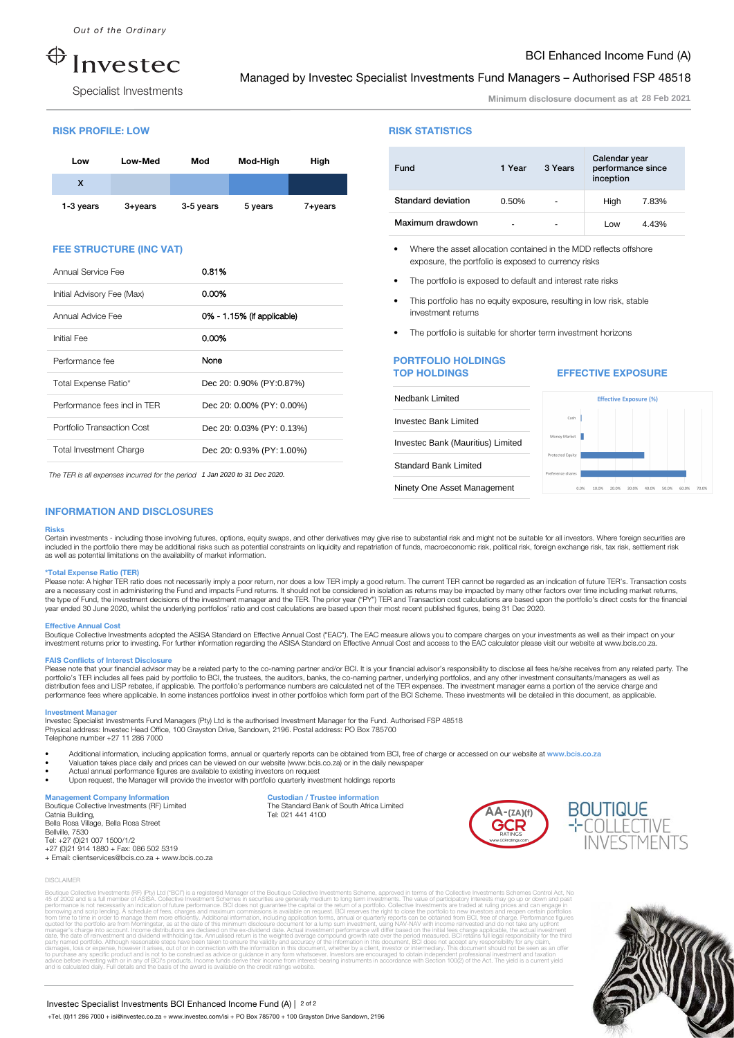*Out of the Ordinary*

Investec

Specialist Investments

BCI Enhanced Income Fund (A)

Managed by Investec Specialist Investments Fund Managers – Authorised FSP 48518

**Minimum disclosure document as at 28 Feb 2021**

## RISK PROFILE: LOW

| Low | Low-Med | Mod | Mod-High | High |
|---|---|---|---|---|
| X | | | | |
| 1-3 years | 3+years | 3-5 years | 5 years | 7+years |

## FEE STRUCTURE (INC VAT)

| | |
|---|---|
| Annual Service Fee | 0.81% |
| Initial Advisory Fee (Max) | 0.00% |
| Annual Advice Fee | 0% - 1.15% (if applicable) |
| Initial Fee | 0.00% |
| Performance fee | None |
| Total Expense Ratio* | Dec 20: 0.90% (PY:0.87%) |
| Performance fees incl in TER | Dec 20: 0.00% (PY: 0.00%) |
| Portfolio Transaction Cost | Dec 20: 0.03% (PY: 0.13%) |
| Total Investment Charge | Dec 20: 0.93% (PY: 1.00%) |

*The TER is all expenses incurred for the period 1 Jan 2020 to 31 Dec 2020.*

## RISK STATISTICS

| Fund | 1 Year | 3 Years | Calendar year performance since inception | |
|---|---|---|---|---|
| Standard deviation | 0.50% | - | High | 7.83% |
| Maximum drawdown | - | - | Low | 4.43% |

- Where the asset allocation contained in the MDD reflects offshore exposure, the portfolio is exposed to currency risks
- The portfolio is exposed to default and interest rate risks
- This portfolio has no equity exposure, resulting in low risk, stable investment returns
- The portfolio is suitable for shorter term investment horizons

## PORTFOLIO HOLDINGS

### TOP HOLDINGS

| |
|---|
| Nedbank Limited |
| Investec Bank Limited |
| Investec Bank (Mauritius) Limited |
| Standard Bank Limited |
| Ninety One Asset Management |

### EFFECTIVE EXPOSURE

Effective Exposure (%)

Cash

Money Market

Protected Equity

Preference shares

0.0% 10.0% 20.0% 30.0% 40.0% 50.0% 60.0% 70.0%

## INFORMATION AND DISCLOSURES

**Risks**

Certain investments - including those involving futures, options, equity swaps, and other derivatives may give rise to substantial risk and might not be suitable for all investors. Where foreign securities are included in the portfolio there may be additional risks such as potential constraints on liquidity and repatriation of funds, macroeconomic risk, political risk, foreign exchange risk, tax risk, settlement risk as well as potential limitations on the availability of market information.

**\*Total Expense Ratio (TER)**

Please note: A higher TER ratio does not necessarily imply a poor return, nor does a low TER imply a good return. The current TER cannot be regarded as an indication of future TER's. Transaction costs are a necessary cost in administering the Fund and impacts Fund returns. It should not be considered in isolation as returns may be impacted by many other factors over time including market returns, the type of Fund, the investment decisions of the investment manager and the TER. The prior year ("PY") TER and Transaction cost calculations are based upon the portfolio's direct costs for the financial year ended 30 June 2020, whilst the underlying portfolios' ratio and cost calculations are based upon their most recent published figures, being 31 Dec 2020.

**Effective Annual Cost**

Boutique Collective Investments adopted the ASISA Standard on Effective Annual Cost ("EAC"). The EAC measure allows you to compare charges on your investments as well as their impact on your investment returns prior to investing. For further information regarding the ASISA Standard on Effective Annual Cost and access to the EAC calculator please visit our website at www.bcis.co.za.

**FAIS Conflicts of Interest Disclosure**

Please note that your financial advisor may be a related party to the co-naming partner and/or BCI. It is your financial advisor's responsibility to disclose all fees he/she receives from any related party. The portfolio's TER includes all fees paid by portfolio to BCI, the trustees, the auditors, banks, the co-naming partner, underlying portfolios, and any other investment consultants/managers as well as distribution fees and LISP rebates, if applicable. The portfolio's performance numbers are calculated net of the TER expenses. The investment manager earns a portion of the service charge and performance fees where applicable. In some instances portfolios invest in other portfolios which form part of the BCI Scheme. These investments will be detailed in this document, as applicable.

**Investment Manager**

Investec Specialist Investments Fund Managers (Pty) Ltd is the authorised Investment Manager for the Fund. Authorised FSP 48518
Physical address: Investec Head Office, 100 Grayston Drive, Sandown, 2196. Postal address: PO Box 785700
Telephone number +27 11 286 7000

- Additional information, including application forms, annual or quarterly reports can be obtained from BCI, free of charge or accessed on our website at www.bcis.co.za
- Valuation takes place daily and prices can be viewed on our website (www.bcis.co.za) or in the daily newspaper
- Actual annual performance figures are available to existing investors on request
- Upon request, the Manager will provide the investor with portfolio quarterly investment holdings reports

**Management Company Information**

Boutique Collective Investments (RF) Limited
Catnia Building,
Bella Rosa Village, Bella Rosa Street
Bellville, 7530
Tel: +27 (0)21 007 1500/1/2
+27 (0)21 914 1880 + Fax: 086 502 5319
+ Email: clientservices@bcis.co.za + www.bcis.co.za

**Custodian / Trustee information**

The Standard Bank of South Africa Limited
Tel: 021 441 4100

AA-(ZA)(f) GCR RATINGS www.GCRratings.com

BOUTIQUE COLLECTIVE INVESTMENTS

DISCLAIMER

Boutique Collective Investments (RF) (Pty) Ltd ("BCI") is a registered Manager of the Boutique Collective Investments Scheme, approved in terms of the Collective Investments Schemes Control Act, No 45 of 2002 and is a full member of ASISA. Collective Investment Schemes in securities are generally medium to long term investments. The value of participatory interests may go up or down and past performance is not necessarily an indication of future performance. BCI does not guarantee the capital or the return of a portfolio. Collective Investments are traded at ruling prices and can engage in borrowing and scrip lending. A schedule of fees, charges and maximum commissions is available on request. BCI reserves the right to close the portfolio to new investors and reopen certain portfolios from time to time in order to manage them more efficiently. Additional information, including application forms, annual or quarterly reports can be obtained from BCI, free of charge. Performance figures quoted for the portfolio are from Morningstar, as at the date of this minimum disclosure document for a lump sum investment, using NAV-NAV with income reinvested and do not take any upfront manager's charge into account. Income distributions are declared on the ex-dividend date. Actual investment performance will differ based on the initial fees charge applicable, the actual investment date, the date of reinvestment and dividend withholding tax. Annualised return is the weighted average compound growth rate over the period measured. BCI retains full legal responsibility for the third party named portfolio. Although reasonable steps have been taken to ensure the validity and accuracy of the information in this document, BCI does not accept any responsibility for any claim, damages, loss or expense, however it arises, out of or in connection with the information in this document, whether by a client, investor or intermediary. This document should not be seen as an offer to purchase any specific product and is not to be construed as advice or guidance in any form whatsoever. Investors are encouraged to obtain independent professional investment and taxation advice before investing with or in any of BCI's products. Income funds derive their income from interest-bearing instruments in accordance with Section 100(2) of the Act. The yield is a current yield and is calculated daily. Full details and the basis of the award is available on the credit ratings website.

Investec Specialist Investments BCI Enhanced Income Fund (A)

+Tel. (0)11 286 7000 + isi@investec.co.za + www.investec.com/isi + PO Box 785700 + 100 Grayston Drive Sandown, 2196